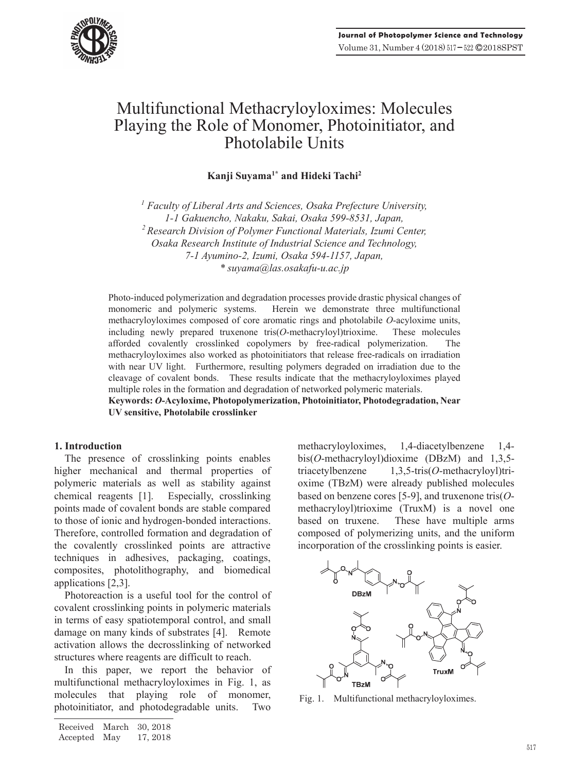# Multifunctional Methacryloyloximes: Molecules Playing the Role of Monomer, Photoinitiator, and Photolabile Units

**Kanji Suyama[1*] and Hideki Tachi[2]**

*[1] Faculty of Liberal Arts and Sciences, Osaka Prefecture University, 1-1 Gakuencho, Nakaku, Sakai, Osaka 599-8531, Japan,*
*[2] Research Division of Polymer Functional Materials, Izumi Center, Osaka Research Institute of Industrial Science and Technology, 7-1 Ayumino-2, Izumi, Osaka 594-1157, Japan,*
*\* suyama@las.osakafu-u.ac.jp*

Photo-induced polymerization and degradation processes provide drastic physical changes of monomeric and polymeric systems. Herein we demonstrate three multifunctional methacryloyloximes composed of core aromatic rings and photolabile *O*-acyloxime units, including newly prepared truxenone tris(*O*-methacryloyl)trioxime. These molecules afforded covalently crosslinked copolymers by free-radical polymerization. The methacryloyloximes also worked as photoinitiators that release free-radicals on irradiation with near UV light. Furthermore, resulting polymers degraded on irradiation due to the cleavage of covalent bonds. These results indicate that the methacryloyloximes played multiple roles in the formation and degradation of networked polymeric materials.

**Keywords: *O*-Acyloxime, Photopolymerization, Photoinitiator, Photodegradation, Near UV sensitive, Photolabile crosslinker**

## 1. Introduction

The presence of crosslinking points enables higher mechanical and thermal properties of polymeric materials as well as stability against chemical reagents [1]. Especially, crosslinking points made of covalent bonds are stable compared to those of ionic and hydrogen-bonded interactions. Therefore, controlled formation and degradation of the covalently crosslinked points are attractive techniques in adhesives, packaging, coatings, composites, photolithography, and biomedical applications [2,3].

Photoreaction is a useful tool for the control of covalent crosslinking points in polymeric materials in terms of easy spatiotemporal control, and small damage on many kinds of substrates [4]. Remote activation allows the decrosslinking of networked structures where reagents are difficult to reach.

In this paper, we report the behavior of multifunctional methacryloyloximes in Fig. 1, as molecules that playing role of monomer, photoinitiator, and photodegradable units. Two methacryloyloximes, 1,4-diacetylbenzene 1,4-bis(*O*-methacryloyl)dioxime (DBzM) and 1,3,5-triacetylbenzene 1,3,5-tris(*O*-methacryloyl)trioxime (TBzM) were already published molecules based on benzene cores [5-9], and truxenone tris(*O*-methacryloyl)trioxime (TruxM) is a novel one based on truxene. These have multiple arms composed of polymerizing units, and the uniform incorporation of the crosslinking points is easier.

Fig. 1. Multifunctional methacryloyloximes.

Received March 30, 2018
Accepted May 17, 2018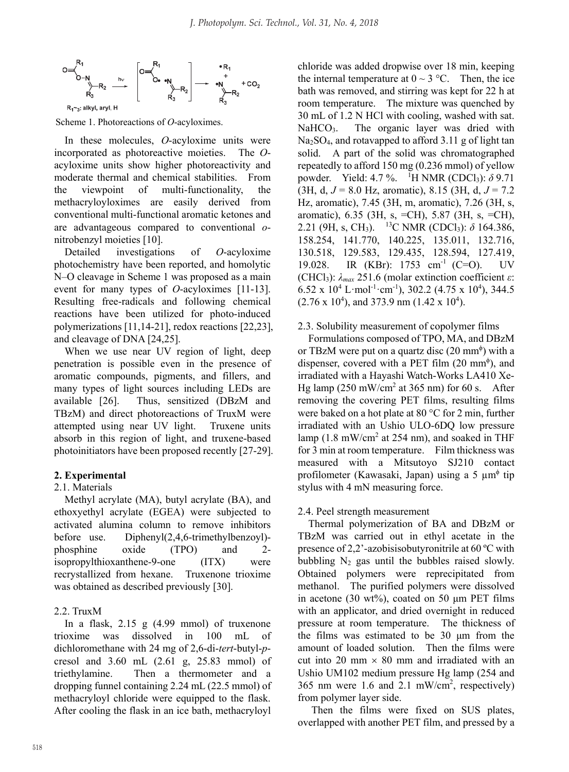Scheme 1. Photoreactions of *O*-acyloximes.

In these molecules, *O*-acyloxime units were incorporated as photoreactive moieties. The *O*-acyloxime units show higher photoreactivity and moderate thermal and chemical stabilities. From the viewpoint of multi-functionality, the methacryloyloximes are easily derived from conventional multi-functional aromatic ketones and are advantageous compared to conventional *o*-nitrobenzyl moieties [10].

Detailed investigations of *O*-acyloxime photochemistry have been reported, and homolytic N–O cleavage in Scheme 1 was proposed as a main event for many types of *O*-acyloximes [11-13]. Resulting free-radicals and following chemical reactions have been utilized for photo-induced polymerizations [11,14-21], redox reactions [22,23], and cleavage of DNA [24,25].

When we use near UV region of light, deep penetration is possible even in the presence of aromatic compounds, pigments, and fillers, and many types of light sources including LEDs are available [26]. Thus, sensitized (DBzM and TBzM) and direct photoreactions of TruxM were attempted using near UV light. Truxene units absorb in this region of light, and truxene-based photoinitiators have been proposed recently [27-29].

## 2. Experimental

### 2.1. Materials

Methyl acrylate (MA), butyl acrylate (BA), and ethoxyethyl acrylate (EGEA) were subjected to activated alumina column to remove inhibitors before use. Diphenyl(2,4,6-trimethylbenzoyl)-phosphine oxide (TPO) and 2-isopropylthioxanthene-9-one (ITX) were recrystallized from hexane. Truxenone trioxime was obtained as described previously [30].

### 2.2. TruxM

In a flask, 2.15 g (4.99 mmol) of truxenone trioxime was dissolved in 100 mL of dichloromethane with 24 mg of 2,6-di-*tert*-butyl-*p*-cresol and 3.60 mL (2.61 g, 25.83 mmol) of triethylamine. Then a thermometer and a dropping funnel containing 2.24 mL (22.5 mmol) of methacryloyl chloride were equipped to the flask. After cooling the flask in an ice bath, methacryloyl chloride was added dropwise over 18 min, keeping the internal temperature at 0 ~ 3 °C. Then, the ice bath was removed, and stirring was kept for 22 h at room temperature. The mixture was quenched by 30 mL of 1.2 N HCl with cooling, washed with sat. $NaHCO_3$. The organic layer was dried with $Na_2SO_4$, and rotavapped to afford 3.11 g of light tan solid. A part of the solid was chromatographed repeatedly to afford 150 mg (0.236 mmol) of yellow powder. Yield: 4.7 %. $^1$H NMR ($CDCl_3$): $\delta$ 9.71 (3H, d, $J$ = 8.0 Hz, aromatic), 8.15 (3H, d, $J$ = 7.2 Hz, aromatic), 7.45 (3H, m, aromatic), 7.26 (3H, s, aromatic), 6.35 (3H, s, =CH), 5.87 (3H, s, =CH), 2.21 (9H, s, $CH_3$). $^{13}$C NMR ($CDCl_3$): $\delta$ 164.386, 158.254, 141.770, 140.225, 135.011, 132.716, 130.518, 129.583, 129.435, 128.594, 127.419, 19.028. IR (KBr): 1753 $cm^{-1}$ (C=O). UV ($CHCl_3$): $\lambda_{max}$ 251.6 (molar extinction coefficient $\varepsilon$: $6.52 \times 10^4$ $L \cdot mol^{-1} \cdot cm^{-1}$), 302.2 ($4.75 \times 10^4$), 344.5 ($2.76 \times 10^4$), and 373.9 nm ($1.42 \times 10^4$).

### 2.3. Solubility measurement of copolymer films

Formulations composed of TPO, MA, and DBzM or TBzM were put on a quartz disc (20 mm$^\phi$) with a dispenser, covered with a PET film (20 mm$^\phi$), and irradiated with a Hayashi Watch-Works LA410 Xe-Hg lamp (250 mW/cm$^2$ at 365 nm) for 60 s. After removing the covering PET films, resulting films were baked on a hot plate at 80 °C for 2 min, further irradiated with an Ushio ULO-6DQ low pressure lamp (1.8 mW/cm$^2$ at 254 nm), and soaked in THF for 3 min at room temperature. Film thickness was measured with a Mitsutoyo SJ210 contact profilometer (Kawasaki, Japan) using a 5 μm$^\phi$ tip stylus with 4 mN measuring force.

### 2.4. Peel strength measurement

Thermal polymerization of BA and DBzM or TBzM was carried out in ethyl acetate in the presence of 2,2'-azobisisobutyronitrile at 60 ºC with bubbling $N_2$ gas until the bubbles raised slowly. Obtained polymers were reprecipitated from methanol. The purified polymers were dissolved in acetone (30 wt%), coated on 50 μm PET films with an applicator, and dried overnight in reduced pressure at room temperature. The thickness of the films was estimated to be 30 μm from the amount of loaded solution. Then the films were cut into 20 mm × 80 mm and irradiated with an Ushio UM102 medium pressure Hg lamp (254 and 365 nm were 1.6 and 2.1 mW/cm$^2$, respectively) from polymer layer side.

Then the films were fixed on SUS plates, overlapped with another PET film, and pressed by a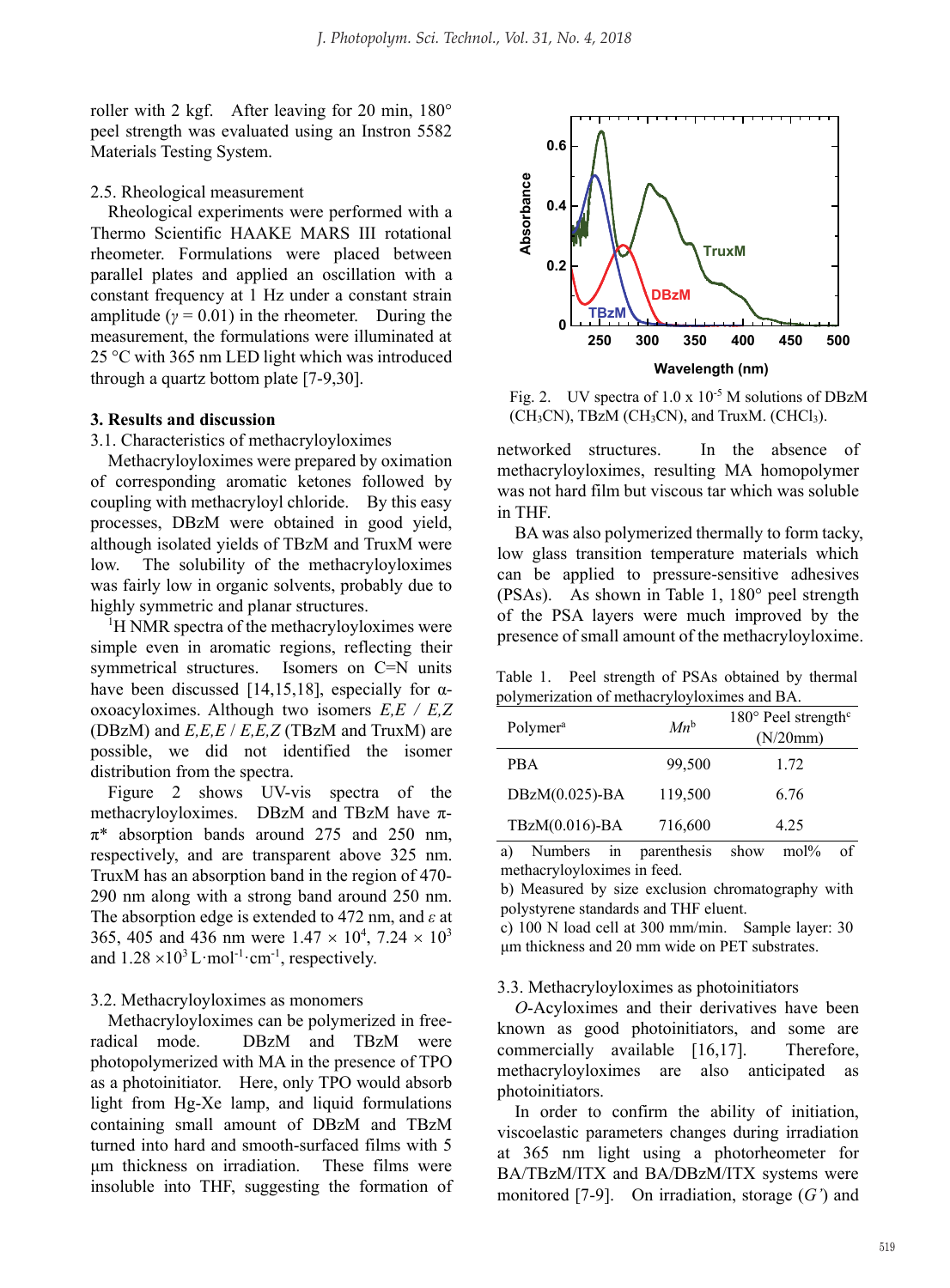roller with 2 kgf. After leaving for 20 min, 180° peel strength was evaluated using an Instron 5582 Materials Testing System.

### 2.5. Rheological measurement

Rheological experiments were performed with a Thermo Scientific HAAKE MARS III rotational rheometer. Formulations were placed between parallel plates and applied an oscillation with a constant frequency at 1 Hz under a constant strain amplitude ($\gamma = 0.01$) in the rheometer. During the measurement, the formulations were illuminated at 25 °C with 365 nm LED light which was introduced through a quartz bottom plate [7-9,30].

## 3. Results and discussion

### 3.1. Characteristics of methacryloyloximes

Methacryloyloximes were prepared by oximation of corresponding aromatic ketones followed by coupling with methacryloyl chloride. By this easy processes, DBzM were obtained in good yield, although isolated yields of TBzM and TruxM were low. The solubility of the methacryloyloximes was fairly low in organic solvents, probably due to highly symmetric and planar structures.

$^1$H NMR spectra of the methacryloyloximes were simple even in aromatic regions, reflecting their symmetrical structures. Isomers on C=N units have been discussed [14,15,18], especially for α-oxoacyloximes. Although two isomers *E,E* / *E,Z* (DBzM) and *E,E,E* / *E,E,Z* (TBzM and TruxM) are possible, we did not identified the isomer distribution from the spectra.

Figure 2 shows UV-vis spectra of the methacryloyloximes. DBzM and TBzM have π-π* absorption bands around 275 and 250 nm, respectively, and are transparent above 325 nm. TruxM has an absorption band in the region of 470-290 nm along with a strong band around 250 nm. The absorption edge is extended to 472 nm, and $\varepsilon$ at 365, 405 and 436 nm were $1.47 \times 10^4$, $7.24 \times 10^3$ and $1.28 \times 10^3$ L·mol$^{-1}$·cm$^{-1}$, respectively.

Fig. 2. UV spectra of $1.0 \times 10^{-5}$ M solutions of DBzM ($CH_3CN$), TBzM ($CH_3CN$), and TruxM. ($CHCl_3$).

### 3.2. Methacryloyloximes as monomers

Methacryloyloximes can be polymerized in free-radical mode. DBzM and TBzM were photopolymerized with MA in the presence of TPO as a photoinitiator. Here, only TPO would absorb light from Hg-Xe lamp, and liquid formulations containing small amount of DBzM and TBzM turned into hard and smooth-surfaced films with 5 μm thickness on irradiation. These films were insoluble into THF, suggesting the formation of networked structures. In the absence of methacryloyloximes, resulting MA homopolymer was not hard film but viscous tar which was soluble in THF.

BA was also polymerized thermally to form tacky, low glass transition temperature materials which can be applied to pressure-sensitive adhesives (PSAs). As shown in Table 1, 180° peel strength of the PSA layers were much improved by the presence of small amount of the methacryloyloxime.

Table 1. Peel strength of PSAs obtained by thermal polymerization of methacryloyloximes and BA.

| Polymer[a] | *Mn*[b] | 180° Peel strength[c] (N/20mm) |
|---|---|---|
| PBA | 99,500 | 1.72 |
| DBzM(0.025)-BA | 119,500 | 6.76 |
| TBzM(0.016)-BA | 716,600 | 4.25 |

a) Numbers in parenthesis show mol% of methacryloyloximes in feed.
b) Measured by size exclusion chromatography with polystyrene standards and THF eluent.
c) 100 N load cell at 300 mm/min. Sample layer: 30 μm thickness and 20 mm wide on PET substrates.

### 3.3. Methacryloyloximes as photoinitiators

*O*-Acyloximes and their derivatives have been known as good photoinitiators, and some are commercially available [16,17]. Therefore, methacryloyloximes are also anticipated as photoinitiators.

In order to confirm the ability of initiation, viscoelastic parameters changes during irradiation at 365 nm light using a photorheometer for BA/TBzM/ITX and BA/DBzM/ITX systems were monitored [7-9]. On irradiation, storage ($G'$) and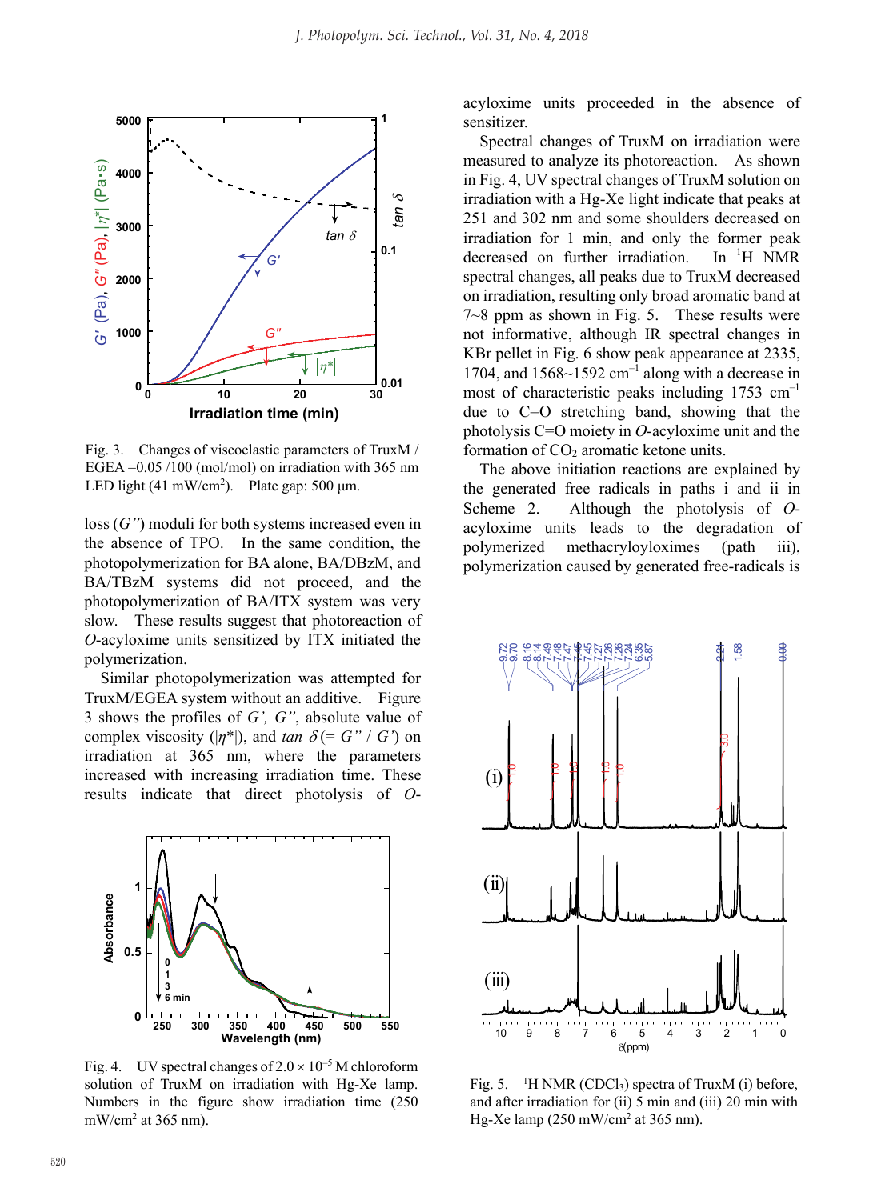Fig. 3. Changes of viscoelastic parameters of TruxM / EGEA =0.05 /100 (mol/mol) on irradiation with 365 nm LED light (41 mW/cm$^2$). Plate gap: 500 μm.

loss ($G''$) moduli for both systems increased even in the absence of TPO. In the same condition, the photopolymerization for BA alone, BA/DBzM, and BA/TBzM systems did not proceed, and the photopolymerization of BA/ITX system was very slow. These results suggest that photoreaction of *O*-acyloxime units sensitized by ITX initiated the polymerization.

Similar photopolymerization was attempted for TruxM/EGEA system without an additive. Figure 3 shows the profiles of $G'$, $G''$, absolute value of complex viscosity ($|\eta^*|$), and $\tan\delta$ ($= G'' / G'$) on irradiation at 365 nm, where the parameters increased with increasing irradiation time. These results indicate that direct photolysis of *O*-acyloxime units proceeded in the absence of sensitizer.

Fig. 4. UV spectral changes of $2.0 \times 10^{-5}$ M chloroform solution of TruxM on irradiation with Hg-Xe lamp. Numbers in the figure show irradiation time (250 mW/cm$^2$ at 365 nm).

Spectral changes of TruxM on irradiation were measured to analyze its photoreaction. As shown in Fig. 4, UV spectral changes of TruxM solution on irradiation with a Hg-Xe light indicate that peaks at 251 and 302 nm and some shoulders decreased on irradiation for 1 min, and only the former peak decreased on further irradiation. In $^1$H NMR spectral changes, all peaks due to TruxM decreased on irradiation, resulting only broad aromatic band at 7~8 ppm as shown in Fig. 5. These results were not informative, although IR spectral changes in KBr pellet in Fig. 6 show peak appearance at 2335, 1704, and 1568~1592 cm$^{-1}$ along with a decrease in most of characteristic peaks including 1753 cm$^{-1}$ due to C=O stretching band, showing that the photolysis C=O moiety in *O*-acyloxime unit and the formation of $CO_2$ aromatic ketone units.

The above initiation reactions are explained by the generated free radicals in paths i and ii in Scheme 2. Although the photolysis of *O*-acyloxime units leads to the degradation of polymerized methacryloyloximes (path iii), polymerization caused by generated free-radicals is

Fig. 5. $^1$H NMR ($CDCl_3$) spectra of TruxM (i) before, and after irradiation for (ii) 5 min and (iii) 20 min with Hg-Xe lamp (250 mW/cm$^2$ at 365 nm).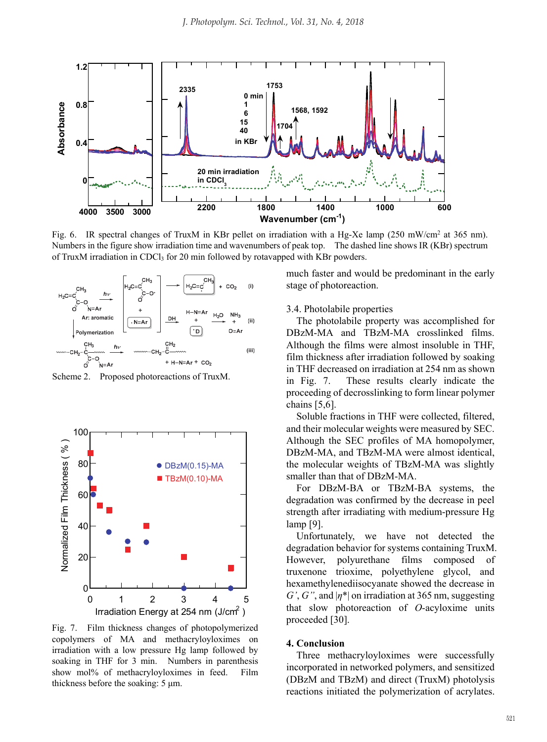Fig. 6. IR spectral changes of TruxM in KBr pellet on irradiation with a Hg-Xe lamp (250 mW/cm$^2$ at 365 nm). Numbers in the figure show irradiation time and wavenumbers of peak top. The dashed line shows IR (KBr) spectrum of TruxM irradiation in $CDCl_3$ for 20 min followed by rotavapped with KBr powders.

Scheme 2. Proposed photoreactions of TruxM.

Fig. 7. Film thickness changes of photopolymerized copolymers of MA and methacryloyloximes on irradiation with a low pressure Hg lamp followed by soaking in THF for 3 min. Numbers in parenthesis show mol% of methacryloyloximes in feed. Film thickness before the soaking: 5 μm.

much faster and would be predominant in the early stage of photoreaction.

3.4. Photolabile properties

The photolabile property was accomplished for DBzM-MA and TBzM-MA crosslinked films. Although the films were almost insoluble in THF, film thickness after irradiation followed by soaking in THF decreased on irradiation at 254 nm as shown in Fig. 7. These results clearly indicate the proceeding of decrosslinking to form linear polymer chains [5,6].

Soluble fractions in THF were collected, filtered, and their molecular weights were measured by SEC. Although the SEC profiles of MA homopolymer, DBzM-MA, and TBzM-MA were almost identical, the molecular weights of TBzM-MA was slightly smaller than that of DBzM-MA.

For DBzM-BA or TBzM-BA systems, the degradation was confirmed by the decrease in peel strength after irradiating with medium-pressure Hg lamp [9].

Unfortunately, we have not detected the degradation behavior for systems containing TruxM. However, polyurethane films composed of truxenone trioxime, polyethylene glycol, and hexamethylenediisocyanate showed the decrease in *G'*, *G"*, and $|\eta^*|$ on irradiation at 365 nm, suggesting that slow photoreaction of *O*-acyloxime units proceeded [30].

## 4. Conclusion

Three methacryloyloximes were successfully incorporated in networked polymers, and sensitized (DBzM and TBzM) and direct (TruxM) photolysis reactions initiated the polymerization of acrylates.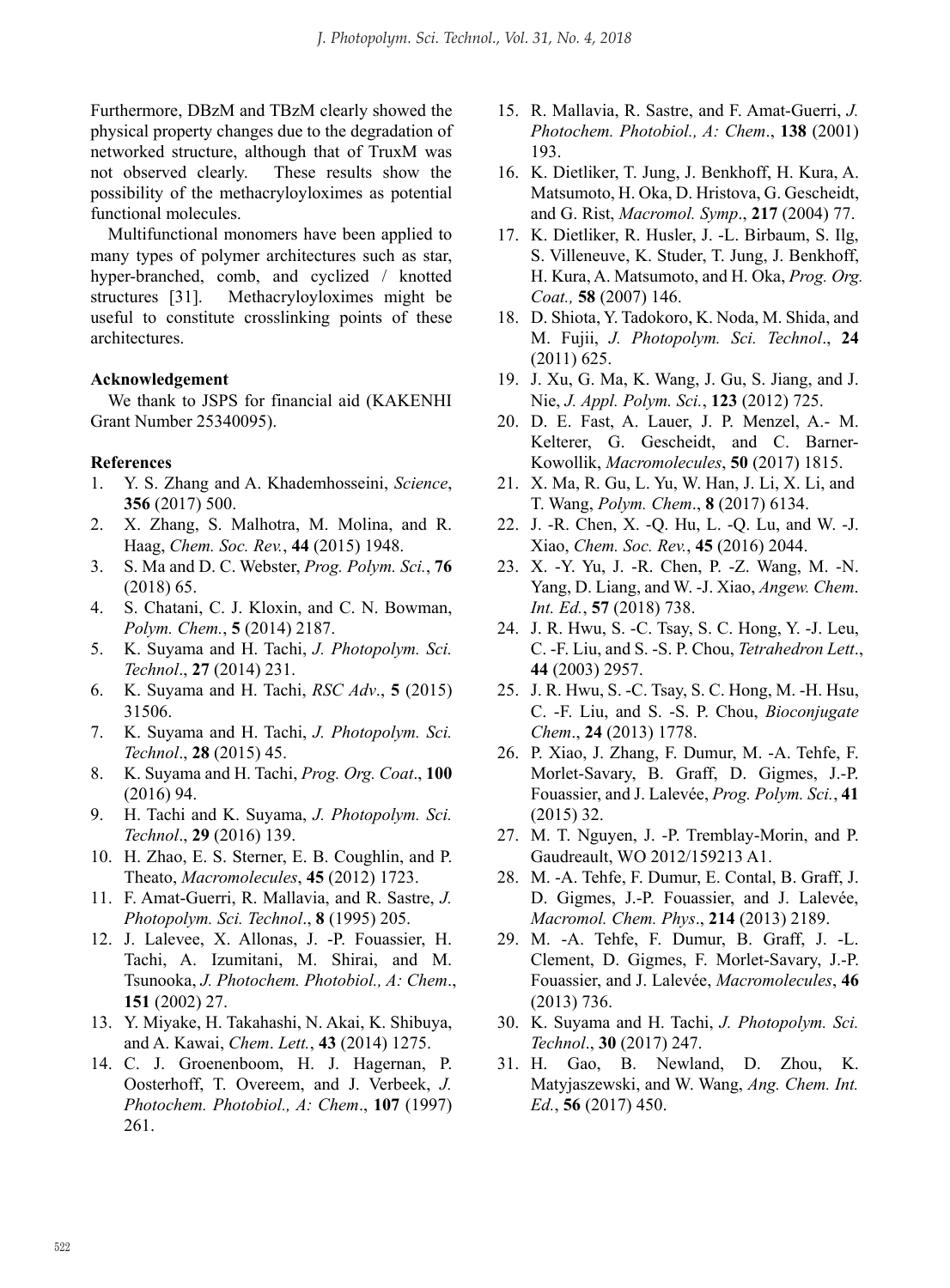Furthermore, DBzM and TBzM clearly showed the physical property changes due to the degradation of networked structure, although that of TruxM was not observed clearly. These results show the possibility of the methacryloyloximes as potential functional molecules.

Multifunctional monomers have been applied to many types of polymer architectures such as star, hyper-branched, comb, and cyclized / knotted structures [31]. Methacryloyloximes might be useful to constitute crosslinking points of these architectures.

## Acknowledgement

We thank to JSPS for financial aid (KAKENHI Grant Number 25340095).

## References

1. Y. S. Zhang and A. Khademhosseini, *Science*, **356** (2017) 500.
2. X. Zhang, S. Malhotra, M. Molina, and R. Haag, *Chem. Soc. Rev.*, **44** (2015) 1948.
3. S. Ma and D. C. Webster, *Prog. Polym. Sci.*, **76** (2018) 65.
4. S. Chatani, C. J. Kloxin, and C. N. Bowman, *Polym. Chem.*, **5** (2014) 2187.
5. K. Suyama and H. Tachi, *J. Photopolym. Sci. Technol*., **27** (2014) 231.
6. K. Suyama and H. Tachi, *RSC Adv*., **5** (2015) 31506.
7. K. Suyama and H. Tachi, *J. Photopolym. Sci. Technol*., **28** (2015) 45.
8. K. Suyama and H. Tachi, *Prog. Org. Coat*., **100** (2016) 94.
9. H. Tachi and K. Suyama, *J. Photopolym. Sci. Technol*., **29** (2016) 139.
10. H. Zhao, E. S. Sterner, E. B. Coughlin, and P. Theato, *Macromolecules*, **45** (2012) 1723.
11. F. Amat-Guerri, R. Mallavia, and R. Sastre, *J. Photopolym. Sci. Technol*., **8** (1995) 205.
12. J. Lalevee, X. Allonas, J. -P. Fouassier, H. Tachi, A. Izumitani, M. Shirai, and M. Tsunooka, *J. Photochem. Photobiol., A: Chem*., **151** (2002) 27.
13. Y. Miyake, H. Takahashi, N. Akai, K. Shibuya, and A. Kawai, *Chem. Lett.*, **43** (2014) 1275.
14. C. J. Groenenboom, H. J. Hagernan, P. Oosterhoff, T. Overeem, and J. Verbeek, *J. Photochem. Photobiol., A: Chem*., **107** (1997) 261.
15. R. Mallavia, R. Sastre, and F. Amat-Guerri, *J. Photochem. Photobiol., A: Chem*., **138** (2001) 193.
16. K. Dietliker, T. Jung, J. Benkhoff, H. Kura, A. Matsumoto, H. Oka, D. Hristova, G. Gescheidt, and G. Rist, *Macromol. Symp*., **217** (2004) 77.
17. K. Dietliker, R. Husler, J. -L. Birbaum, S. Ilg, S. Villeneuve, K. Studer, T. Jung, J. Benkhoff, H. Kura, A. Matsumoto, and H. Oka, *Prog. Org. Coat.,* **58** (2007) 146.
18. D. Shiota, Y. Tadokoro, K. Noda, M. Shida, and M. Fujii, *J. Photopolym. Sci. Technol*., **24** (2011) 625.
19. J. Xu, G. Ma, K. Wang, J. Gu, S. Jiang, and J. Nie, *J. Appl. Polym. Sci.*, **123** (2012) 725.
20. D. E. Fast, A. Lauer, J. P. Menzel, A.- M. Kelterer, G. Gescheidt, and C. Barner-Kowollik, *Macromolecules*, **50** (2017) 1815.
21. X. Ma, R. Gu, L. Yu, W. Han, J. Li, X. Li, and T. Wang, *Polym. Chem*., **8** (2017) 6134.
22. J. -R. Chen, X. -Q. Hu, L. -Q. Lu, and W. -J. Xiao, *Chem. Soc. Rev.*, **45** (2016) 2044.
23. X. -Y. Yu, J. -R. Chen, P. -Z. Wang, M. -N. Yang, D. Liang, and W. -J. Xiao, *Angew. Chem*. *Int. Ed.*, **57** (2018) 738.
24. J. R. Hwu, S. -C. Tsay, S. C. Hong, Y. -J. Leu, C. -F. Liu, and S. -S. P. Chou, *Tetrahedron Lett*., **44** (2003) 2957.
25. J. R. Hwu, S. -C. Tsay, S. C. Hong, M. -H. Hsu, C. -F. Liu, and S. -S. P. Chou, *Bioconjugate Chem*., **24** (2013) 1778.
26. P. Xiao, J. Zhang, F. Dumur, M. -A. Tehfe, F. Morlet-Savary, B. Graff, D. Gigmes, J.-P. Fouassier, and J. Lalevée, *Prog. Polym. Sci.*, **41** (2015) 32.
27. M. T. Nguyen, J. -P. Tremblay-Morin, and P. Gaudreault, WO 2012/159213 A1.
28. M. -A. Tehfe, F. Dumur, E. Contal, B. Graff, J. D. Gigmes, J.-P. Fouassier, and J. Lalevée, *Macromol. Chem. Phys*., **214** (2013) 2189.
29. M. -A. Tehfe, F. Dumur, B. Graff, J. -L. Clement, D. Gigmes, F. Morlet-Savary, J.-P. Fouassier, and J. Lalevée, *Macromolecules*, **46** (2013) 736.
30. K. Suyama and H. Tachi, *J. Photopolym. Sci. Technol*., **30** (2017) 247.
31. H. Gao, B. Newland, D. Zhou, K. Matyjaszewski, and W. Wang, *Ang. Chem. Int. Ed.*, **56** (2017) 450.